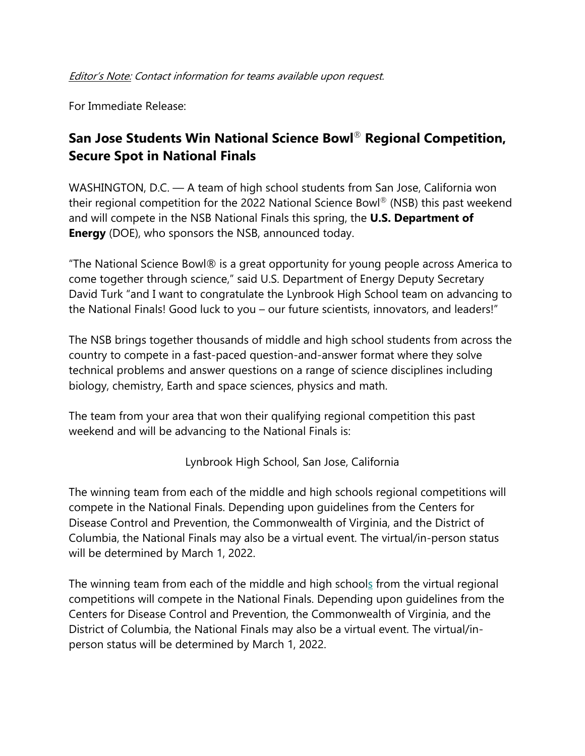*Editor's Note: Contact information for teams available upon request.*

For Immediate Release:

## San Jose Students Win National Science Bowl® Regional Competition, Secure Spot in National Finals

WASHINGTON, D.C. — A team of high school students from San Jose, California won their regional competition for the 2022 National Science Bowl® (NSB) this past weekend and will compete in the NSB National Finals this spring, the **U.S. Department of Energy** (DOE), who sponsors the NSB, announced today.

"The National Science Bowl® is a great opportunity for young people across America to come together through science," said U.S. Department of Energy Deputy Secretary David Turk "and I want to congratulate the Lynbrook High School team on advancing to the National Finals! Good luck to you – our future scientists, innovators, and leaders!"

The NSB brings together thousands of middle and high school students from across the country to compete in a fast-paced question-and-answer format where they solve technical problems and answer questions on a range of science disciplines including biology, chemistry, Earth and space sciences, physics and math.

The team from your area that won their qualifying regional competition this past weekend and will be advancing to the National Finals is:

Lynbrook High School, San Jose, California

The winning team from each of the middle and high schools regional competitions will compete in the National Finals. Depending upon guidelines from the Centers for Disease Control and Prevention, the Commonwealth of Virginia, and the District of Columbia, the National Finals may also be a virtual event. The virtual/in-person status will be determined by March 1, 2022.

The winning team from each of the middle and high schools from the virtual regional competitions will compete in the National Finals. Depending upon guidelines from the Centers for Disease Control and Prevention, the Commonwealth of Virginia, and the District of Columbia, the National Finals may also be a virtual event. The virtual/in-person status will be determined by March 1, 2022.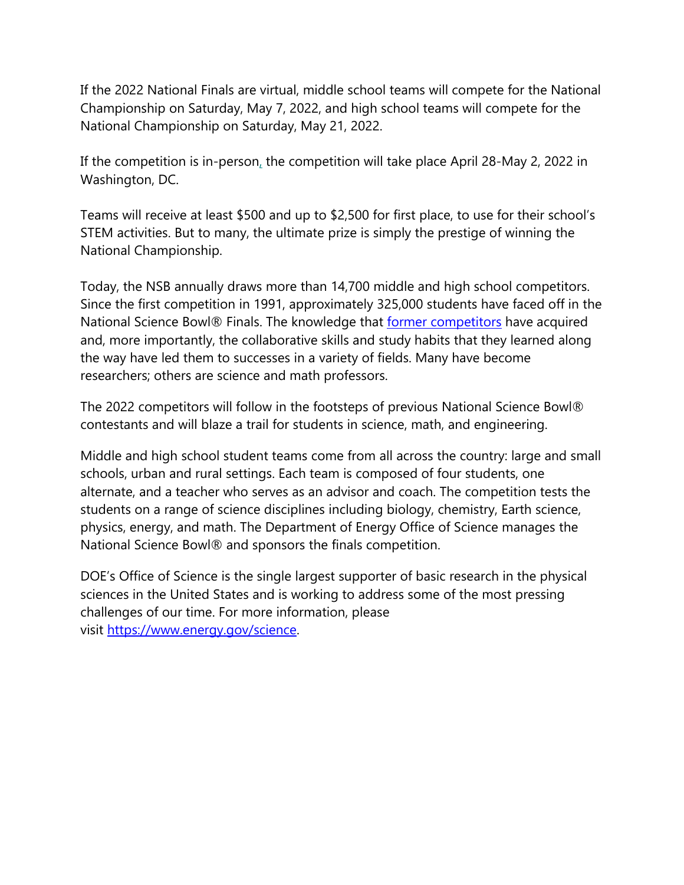If the 2022 National Finals are virtual, middle school teams will compete for the National Championship on Saturday, May 7, 2022, and high school teams will compete for the National Championship on Saturday, May 21, 2022.

If the competition is in-person, the competition will take place April 28-May 2, 2022 in Washington, DC.

Teams will receive at least $500 and up to $2,500 for first place, to use for their school's STEM activities. But to many, the ultimate prize is simply the prestige of winning the National Championship.

Today, the NSB annually draws more than 14,700 middle and high school competitors. Since the first competition in 1991, approximately 325,000 students have faced off in the National Science Bowl® Finals. The knowledge that former competitors have acquired and, more importantly, the collaborative skills and study habits that they learned along the way have led them to successes in a variety of fields. Many have become researchers; others are science and math professors.

The 2022 competitors will follow in the footsteps of previous National Science Bowl® contestants and will blaze a trail for students in science, math, and engineering.

Middle and high school student teams come from all across the country: large and small schools, urban and rural settings. Each team is composed of four students, one alternate, and a teacher who serves as an advisor and coach. The competition tests the students on a range of science disciplines including biology, chemistry, Earth science, physics, energy, and math. The Department of Energy Office of Science manages the National Science Bowl® and sponsors the finals competition.

DOE's Office of Science is the single largest supporter of basic research in the physical sciences in the United States and is working to address some of the most pressing challenges of our time. For more information, please visit https://www.energy.gov/science.